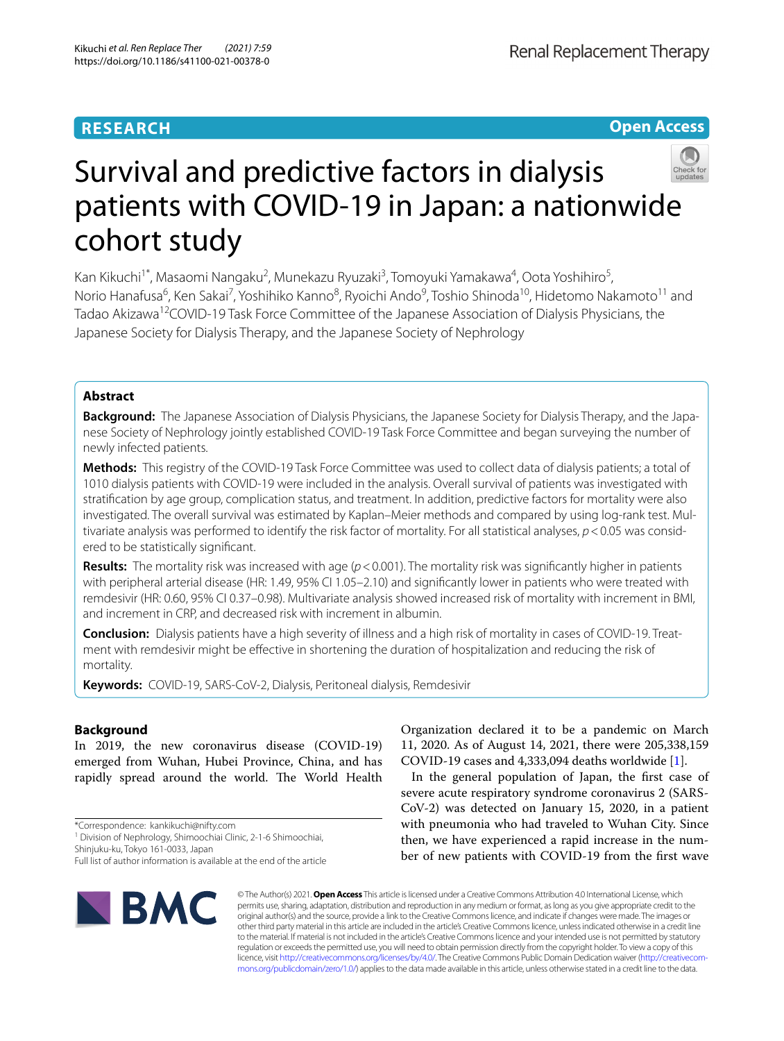RESEARCH

Open Access

# Survival and predictive factors in dialysis patients with COVID-19 in Japan: a nationwide cohort study

Kan Kikuchi[1*], Masaomi Nangaku[2], Munekazu Ryuzaki[3], Tomoyuki Yamakawa[4], Oota Yoshihiro[5], Norio Hanafusa[6], Ken Sakai[7], Yoshihiko Kanno[8], Ryoichi Ando[9], Toshio Shinoda[10], Hidetomo Nakamoto[11] and Tadao Akizawa[12]COVID-19 Task Force Committee of the Japanese Association of Dialysis Physicians, the Japanese Society for Dialysis Therapy, and the Japanese Society of Nephrology

## Abstract

**Background:** The Japanese Association of Dialysis Physicians, the Japanese Society for Dialysis Therapy, and the Japanese Society of Nephrology jointly established COVID-19 Task Force Committee and began surveying the number of newly infected patients.

**Methods:** This registry of the COVID-19 Task Force Committee was used to collect data of dialysis patients; a total of 1010 dialysis patients with COVID-19 were included in the analysis. Overall survival of patients was investigated with stratification by age group, complication status, and treatment. In addition, predictive factors for mortality were also investigated. The overall survival was estimated by Kaplan–Meier methods and compared by using log-rank test. Multivariate analysis was performed to identify the risk factor of mortality. For all statistical analyses, $p<0.05$ was considered to be statistically significant.

**Results:** The mortality risk was increased with age ($p<0.001$). The mortality risk was significantly higher in patients with peripheral arterial disease (HR: 1.49, 95% CI 1.05–2.10) and significantly lower in patients who were treated with remdesivir (HR: 0.60, 95% CI 0.37–0.98). Multivariate analysis showed increased risk of mortality with increment in BMI, and increment in CRP, and decreased risk with increment in albumin.

**Conclusion:** Dialysis patients have a high severity of illness and a high risk of mortality in cases of COVID-19. Treatment with remdesivir might be effective in shortening the duration of hospitalization and reducing the risk of mortality.

**Keywords:** COVID-19, SARS-CoV-2, Dialysis, Peritoneal dialysis, Remdesivir

## Background

In 2019, the new coronavirus disease (COVID-19) emerged from Wuhan, Hubei Province, China, and has rapidly spread around the world. The World Health Organization declared it to be a pandemic on March 11, 2020. As of August 14, 2021, there were 205,338,159 COVID-19 cases and 4,333,094 deaths worldwide [1].

In the general population of Japan, the first case of severe acute respiratory syndrome coronavirus 2 (SARS-CoV-2) was detected on January 15, 2020, in a patient with pneumonia who had traveled to Wuhan City. Since then, we have experienced a rapid increase in the number of new patients with COVID-19 from the first wave

*Correspondence: kankikuchi@nifty.com

[1] Division of Nephrology, Shimoochiai Clinic, 2-1-6 Shimoochiai, Shinjuku-ku, Tokyo 161-0033, Japan

Full list of author information is available at the end of the article

© The Author(s) 2021. **Open Access** This article is licensed under a Creative Commons Attribution 4.0 International License, which permits use, sharing, adaptation, distribution and reproduction in any medium or format, as long as you give appropriate credit to the original author(s) and the source, provide a link to the Creative Commons licence, and indicate if changes were made. The images or other third party material in this article are included in the article's Creative Commons licence, unless indicated otherwise in a credit line to the material. If material is not included in the article's Creative Commons licence and your intended use is not permitted by statutory regulation or exceeds the permitted use, you will need to obtain permission directly from the copyright holder. To view a copy of this licence, visit http://creativecommons.org/licenses/by/4.0/. The Creative Commons Public Domain Dedication waiver (http://creativecommons.org/publicdomain/zero/1.0/) applies to the data made available in this article, unless otherwise stated in a credit line to the data.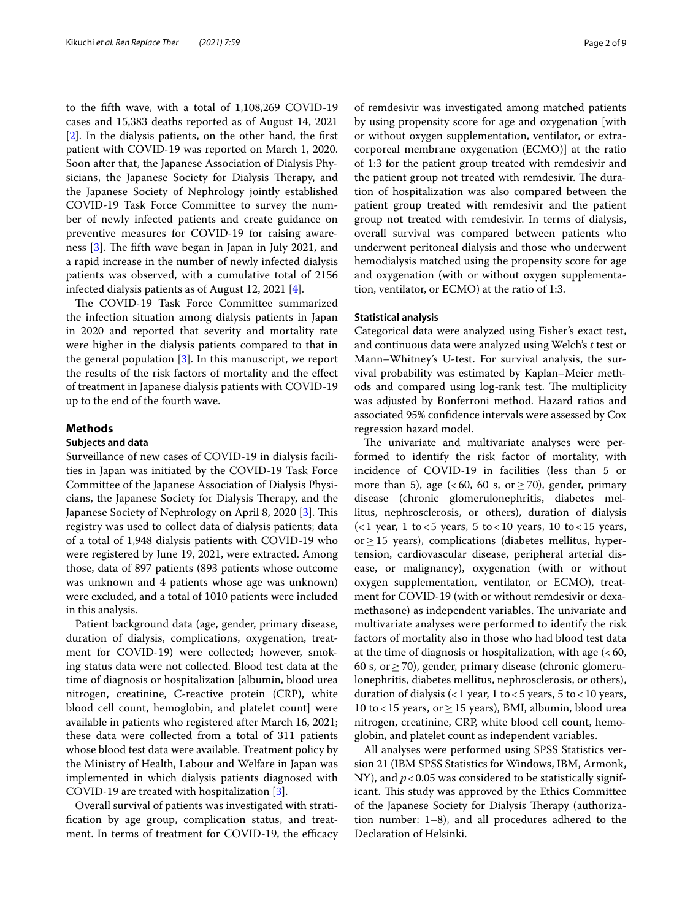to the fifth wave, with a total of 1,108,269 COVID-19 cases and 15,383 deaths reported as of August 14, 2021 [2]. In the dialysis patients, on the other hand, the first patient with COVID-19 was reported on March 1, 2020. Soon after that, the Japanese Association of Dialysis Physicians, the Japanese Society for Dialysis Therapy, and the Japanese Society of Nephrology jointly established COVID-19 Task Force Committee to survey the number of newly infected patients and create guidance on preventive measures for COVID-19 for raising awareness [3]. The fifth wave began in Japan in July 2021, and a rapid increase in the number of newly infected dialysis patients was observed, with a cumulative total of 2156 infected dialysis patients as of August 12, 2021 [4].

The COVID-19 Task Force Committee summarized the infection situation among dialysis patients in Japan in 2020 and reported that severity and mortality rate were higher in the dialysis patients compared to that in the general population [3]. In this manuscript, we report the results of the risk factors of mortality and the effect of treatment in Japanese dialysis patients with COVID-19 up to the end of the fourth wave.

## Methods

### Subjects and data

Surveillance of new cases of COVID-19 in dialysis facilities in Japan was initiated by the COVID-19 Task Force Committee of the Japanese Association of Dialysis Physicians, the Japanese Society for Dialysis Therapy, and the Japanese Society of Nephrology on April 8, 2020 [3]. This registry was used to collect data of dialysis patients; data of a total of 1,948 dialysis patients with COVID-19 who were registered by June 19, 2021, were extracted. Among those, data of 897 patients (893 patients whose outcome was unknown and 4 patients whose age was unknown) were excluded, and a total of 1010 patients were included in this analysis.

Patient background data (age, gender, primary disease, duration of dialysis, complications, oxygenation, treatment for COVID-19) were collected; however, smoking status data were not collected. Blood test data at the time of diagnosis or hospitalization [albumin, blood urea nitrogen, creatinine, C-reactive protein (CRP), white blood cell count, hemoglobin, and platelet count] were available in patients who registered after March 16, 2021; these data were collected from a total of 311 patients whose blood test data were available. Treatment policy by the Ministry of Health, Labour and Welfare in Japan was implemented in which dialysis patients diagnosed with COVID-19 are treated with hospitalization [3].

Overall survival of patients was investigated with stratification by age group, complication status, and treatment. In terms of treatment for COVID-19, the efficacy of remdesivir was investigated among matched patients by using propensity score for age and oxygenation [with or without oxygen supplementation, ventilator, or extracorporeal membrane oxygenation (ECMO)] at the ratio of 1:3 for the patient group treated with remdesivir and the patient group not treated with remdesivir. The duration of hospitalization was also compared between the patient group treated with remdesivir and the patient group not treated with remdesivir. In terms of dialysis, overall survival was compared between patients who underwent peritoneal dialysis and those who underwent hemodialysis matched using the propensity score for age and oxygenation (with or without oxygen supplementation, ventilator, or ECMO) at the ratio of 1:3.

### Statistical analysis

Categorical data were analyzed using Fisher's exact test, and continuous data were analyzed using Welch's *t* test or Mann–Whitney's U-test. For survival analysis, the survival probability was estimated by Kaplan–Meier methods and compared using log-rank test. The multiplicity was adjusted by Bonferroni method. Hazard ratios and associated 95% confidence intervals were assessed by Cox regression hazard model.

The univariate and multivariate analyses were performed to identify the risk factor of mortality, with incidence of COVID-19 in facilities (less than 5 or more than 5), age ($<60$, 60 s, or $\geq 70$), gender, primary disease (chronic glomerulonephritis, diabetes mellitus, nephrosclerosis, or others), duration of dialysis ($<1$ year, 1 to $<5$ years, 5 to $<10$ years, 10 to $<15$ years, or $\geq 15$ years), complications (diabetes mellitus, hypertension, cardiovascular disease, peripheral arterial disease, or malignancy), oxygenation (with or without oxygen supplementation, ventilator, or ECMO), treatment for COVID-19 (with or without remdesivir or dexamethasone) as independent variables. The univariate and multivariate analyses were performed to identify the risk factors of mortality also in those who had blood test data at the time of diagnosis or hospitalization, with age ($<60$, 60 s, or $\geq 70$), gender, primary disease (chronic glomerulonephritis, diabetes mellitus, nephrosclerosis, or others), duration of dialysis ($<1$ year, 1 to $<5$ years, 5 to $<10$ years, 10 to $<15$ years, or $\geq 15$ years), BMI, albumin, blood urea nitrogen, creatinine, CRP, white blood cell count, hemoglobin, and platelet count as independent variables.

All analyses were performed using SPSS Statistics version 21 (IBM SPSS Statistics for Windows, IBM, Armonk, NY), and $p < 0.05$ was considered to be statistically significant. This study was approved by the Ethics Committee of the Japanese Society for Dialysis Therapy (authorization number: 1–8), and all procedures adhered to the Declaration of Helsinki.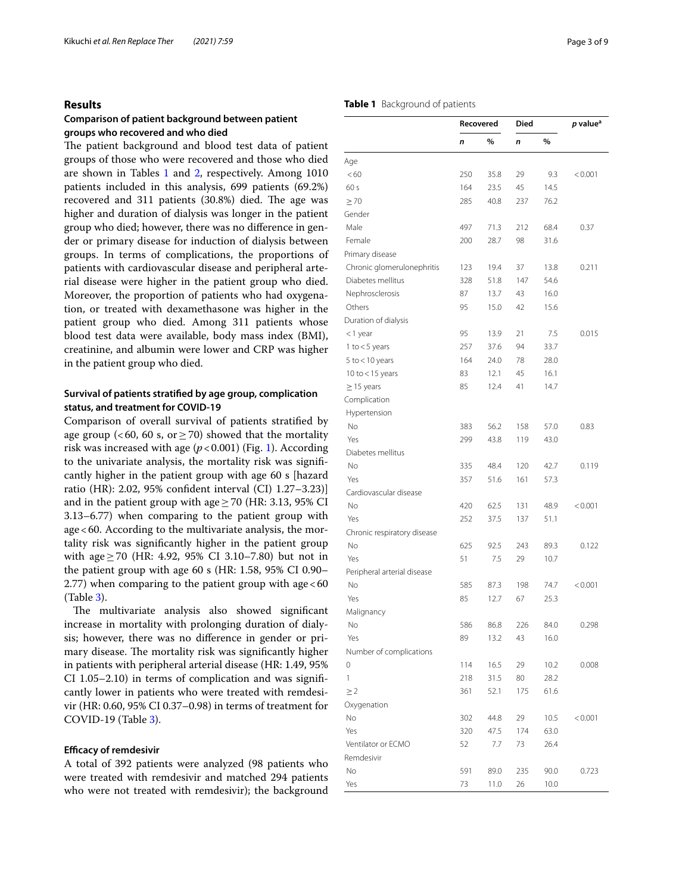## Results

### Comparison of patient background between patient groups who recovered and who died

The patient background and blood test data of patient groups of those who were recovered and those who died are shown in Tables 1 and 2, respectively. Among 1010 patients included in this analysis, 699 patients (69.2%) recovered and 311 patients (30.8%) died. The age was higher and duration of dialysis was longer in the patient group who died; however, there was no difference in gender or primary disease for induction of dialysis between groups. In terms of complications, the proportions of patients with cardiovascular disease and peripheral arterial disease were higher in the patient group who died. Moreover, the proportion of patients who had oxygenation, or treated with dexamethasone was higher in the patient group who died. Among 311 patients whose blood test data were available, body mass index (BMI), creatinine, and albumin were lower and CRP was higher in the patient group who died.

### Survival of patients stratified by age group, complication status, and treatment for COVID-19

Comparison of overall survival of patients stratified by age group (< 60, 60 s, or ≥ 70) showed that the mortality risk was increased with age ($p < 0.001$) (Fig. 1). According to the univariate analysis, the mortality risk was significantly higher in the patient group with age 60 s [hazard ratio (HR): 2.02, 95% confident interval (CI) 1.27–3.23)] and in the patient group with age ≥ 70 (HR: 3.13, 95% CI 3.13–6.77) when comparing to the patient group with age < 60. According to the multivariate analysis, the mortality risk was significantly higher in the patient group with age ≥ 70 (HR: 4.92, 95% CI 3.10–7.80) but not in the patient group with age 60 s (HR: 1.58, 95% CI 0.90–2.77) when comparing to the patient group with age < 60 (Table 3).

The multivariate analysis also showed significant increase in mortality with prolonging duration of dialysis; however, there was no difference in gender or primary disease. The mortality risk was significantly higher in patients with peripheral arterial disease (HR: 1.49, 95% CI 1.05–2.10) in terms of complication and was significantly lower in patients who were treated with remdesivir (HR: 0.60, 95% CI 0.37–0.98) in terms of treatment for COVID-19 (Table 3).

### Efficacy of remdesivir

A total of 392 patients were analyzed (98 patients who were treated with remdesivir and matched 294 patients who were not treated with remdesivir); the background

**Table 1** Background of patients

| | Recovered | | Died | | *p* value[a] |
|---|---|---|---|---|---|
| | *n* | % | *n* | % | |
| Age | | | | | |
| < 60 | 250 | 35.8 | 29 | 9.3 | < 0.001 |
| 60 s | 164 | 23.5 | 45 | 14.5 | |
| ≥ 70 | 285 | 40.8 | 237 | 76.2 | |
| Gender | | | | | |
| Male | 497 | 71.3 | 212 | 68.4 | 0.37 |
| Female | 200 | 28.7 | 98 | 31.6 | |
| Primary disease | | | | | |
| Chronic glomerulonephritis | 123 | 19.4 | 37 | 13.8 | 0.211 |
| Diabetes mellitus | 328 | 51.8 | 147 | 54.6 | |
| Nephrosclerosis | 87 | 13.7 | 43 | 16.0 | |
| Others | 95 | 15.0 | 42 | 15.6 | |
| Duration of dialysis | | | | | |
| < 1 year | 95 | 13.9 | 21 | 7.5 | 0.015 |
| 1 to < 5 years | 257 | 37.6 | 94 | 33.7 | |
| 5 to < 10 years | 164 | 24.0 | 78 | 28.0 | |
| 10 to < 15 years | 83 | 12.1 | 45 | 16.1 | |
| ≥ 15 years | 85 | 12.4 | 41 | 14.7 | |
| Complication | | | | | |
| Hypertension | | | | | |
| No | 383 | 56.2 | 158 | 57.0 | 0.83 |
| Yes | 299 | 43.8 | 119 | 43.0 | |
| Diabetes mellitus | | | | | |
| No | 335 | 48.4 | 120 | 42.7 | 0.119 |
| Yes | 357 | 51.6 | 161 | 57.3 | |
| Cardiovascular disease | | | | | |
| No | 420 | 62.5 | 131 | 48.9 | < 0.001 |
| Yes | 252 | 37.5 | 137 | 51.1 | |
| Chronic respiratory disease | | | | | |
| No | 625 | 92.5 | 243 | 89.3 | 0.122 |
| Yes | 51 | 7.5 | 29 | 10.7 | |
| Peripheral arterial disease | | | | | |
| No | 585 | 87.3 | 198 | 74.7 | < 0.001 |
| Yes | 85 | 12.7 | 67 | 25.3 | |
| Malignancy | | | | | |
| No | 586 | 86.8 | 226 | 84.0 | 0.298 |
| Yes | 89 | 13.2 | 43 | 16.0 | |
| Number of complications | | | | | |
| 0 | 114 | 16.5 | 29 | 10.2 | 0.008 |
| 1 | 218 | 31.5 | 80 | 28.2 | |
| ≥ 2 | 361 | 52.1 | 175 | 61.6 | |
| Oxygenation | | | | | |
| No | 302 | 44.8 | 29 | 10.5 | < 0.001 |
| Yes | 320 | 47.5 | 174 | 63.0 | |
| Ventilator or ECMO | 52 | 7.7 | 73 | 26.4 | |
| Remdesivir | | | | | |
| No | 591 | 89.0 | 235 | 90.0 | 0.723 |
| Yes | 73 | 11.0 | 26 | 10.0 | |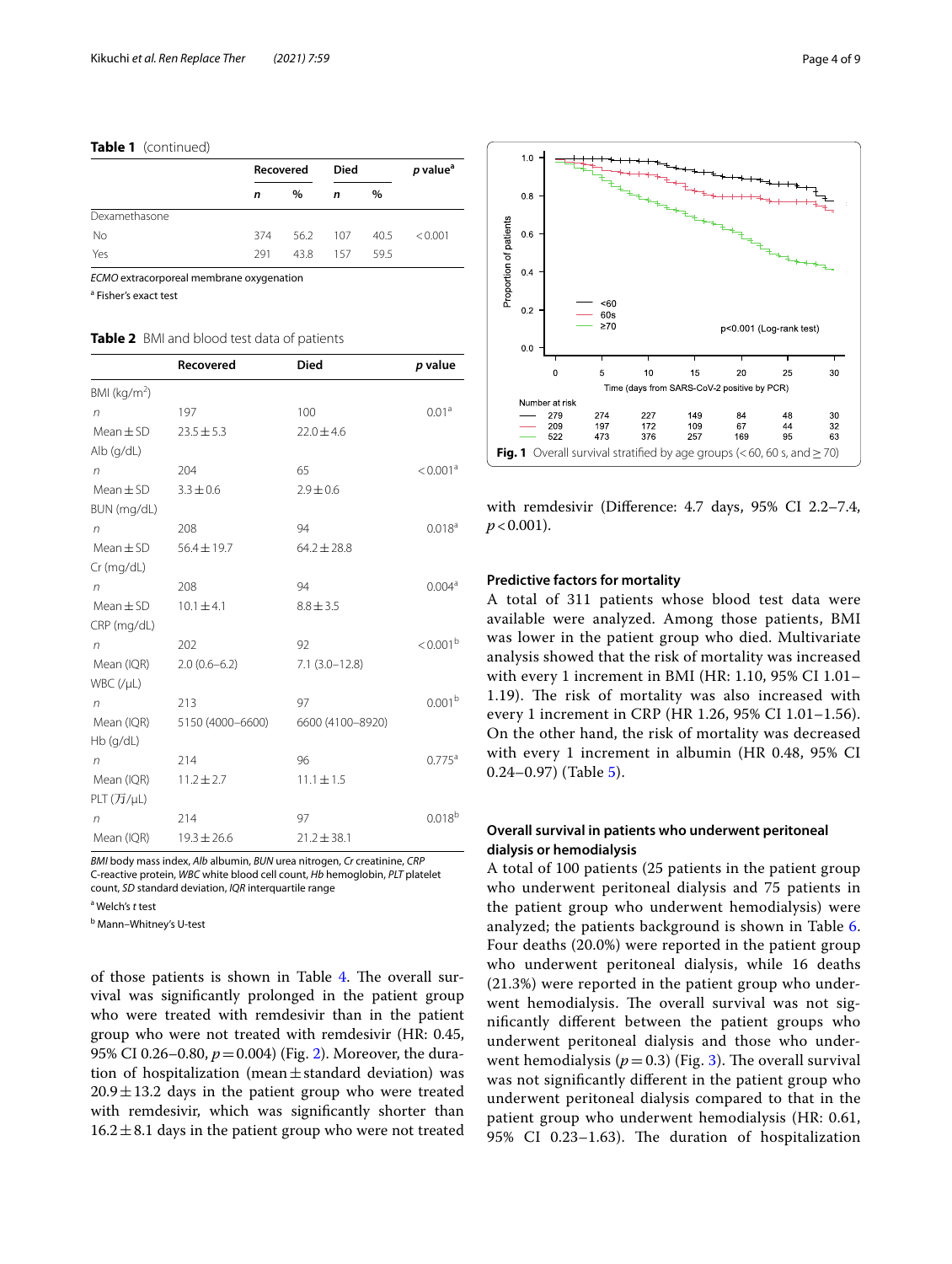**Table 1** (continued)

| | Recovered | | Died | | *p* value[a] |
|---|---|---|---|---|---|
| | *n* | % | *n* | % | |
| Dexamethasone | | | | | |
| No | 374 | 56.2 | 107 | 40.5 | < 0.001 |
| Yes | 291 | 43.8 | 157 | 59.5 | |

*ECMO* extracorporeal membrane oxygenation

[a] Fisher's exact test

**Table 2** BMI and blood test data of patients

| | Recovered | Died | *p* value |
|---|---|---|---|
| BMI (kg/m$^2$) | | | |
| *n* | 197 | 100 | 0.01[a] |
| Mean ± SD | 23.5 ± 5.3 | 22.0 ± 4.6 | |
| Alb (g/dL) | | | |
| *n* | 204 | 65 | < 0.001[a] |
| Mean ± SD | 3.3 ± 0.6 | 2.9 ± 0.6 | |
| BUN (mg/dL) | | | |
| *n* | 208 | 94 | 0.018[a] |
| Mean ± SD | 56.4 ± 19.7 | 64.2 ± 28.8 | |
| Cr (mg/dL) | | | |
| *n* | 208 | 94 | 0.004[a] |
| Mean ± SD | 10.1 ± 4.1 | 8.8 ± 3.5 | |
| CRP (mg/dL) | | | |
| *n* | 202 | 92 | < 0.001[b] |
| Mean (IQR) | 2.0 (0.6–6.2) | 7.1 (3.0–12.8) | |
| WBC (/μL) | | | |
| *n* | 213 | 97 | 0.001[b] |
| Mean (IQR) | 5150 (4000–6600) | 6600 (4100–8920) | |
| Hb (g/dL) | | | |
| *n* | 214 | 96 | 0.775[a] |
| Mean (IQR) | 11.2 ± 2.7 | 11.1 ± 1.5 | |
| PLT (万/μL) | | | |
| *n* | 214 | 97 | 0.018[b] |
| Mean (IQR) | 19.3 ± 26.6 | 21.2 ± 38.1 | |

*BMI* body mass index, *Alb* albumin, *BUN* urea nitrogen, *Cr* creatinine, *CRP* C-reactive protein, *WBC* white blood cell count, *Hb* hemoglobin, *PLT* platelet count, *SD* standard deviation, *IQR* interquartile range

[a] Welch's *t* test

[b] Mann–Whitney's U-test

of those patients is shown in Table 4. The overall survival was significantly prolonged in the patient group who were treated with remdesivir than in the patient group who were not treated with remdesivir (HR: 0.45, 95% CI 0.26–0.80, $p = 0.004$) (Fig. 2). Moreover, the duration of hospitalization (mean ± standard deviation) was 20.9 ± 13.2 days in the patient group who were treated with remdesivir, which was significantly shorter than 16.2 ± 8.1 days in the patient group who were not treated with remdesivir (Difference: 4.7 days, 95% CI 2.2–7.4, $p < 0.001$).

**Fig. 1** Overall survival stratified by age groups (< 60, 60 s, and ≥ 70)

### Predictive factors for mortality

A total of 311 patients whose blood test data were available were analyzed. Among those patients, BMI was lower in the patient group who died. Multivariate analysis showed that the risk of mortality was increased with every 1 increment in BMI (HR: 1.10, 95% CI 1.01–1.19). The risk of mortality was also increased with every 1 increment in CRP (HR 1.26, 95% CI 1.01–1.56). On the other hand, the risk of mortality was decreased with every 1 increment in albumin (HR 0.48, 95% CI 0.24–0.97) (Table 5).

### Overall survival in patients who underwent peritoneal dialysis or hemodialysis

A total of 100 patients (25 patients in the patient group who underwent peritoneal dialysis and 75 patients in the patient group who underwent hemodialysis) were analyzed; the patients background is shown in Table 6. Four deaths (20.0%) were reported in the patient group who underwent peritoneal dialysis, while 16 deaths (21.3%) were reported in the patient group who underwent hemodialysis. The overall survival was not significantly different between the patient groups who underwent peritoneal dialysis and those who underwent hemodialysis ($p = 0.3$) (Fig. 3). The overall survival was not significantly different in the patient group who underwent peritoneal dialysis compared to that in the patient group who underwent hemodialysis (HR: 0.61, 95% CI 0.23–1.63). The duration of hospitalization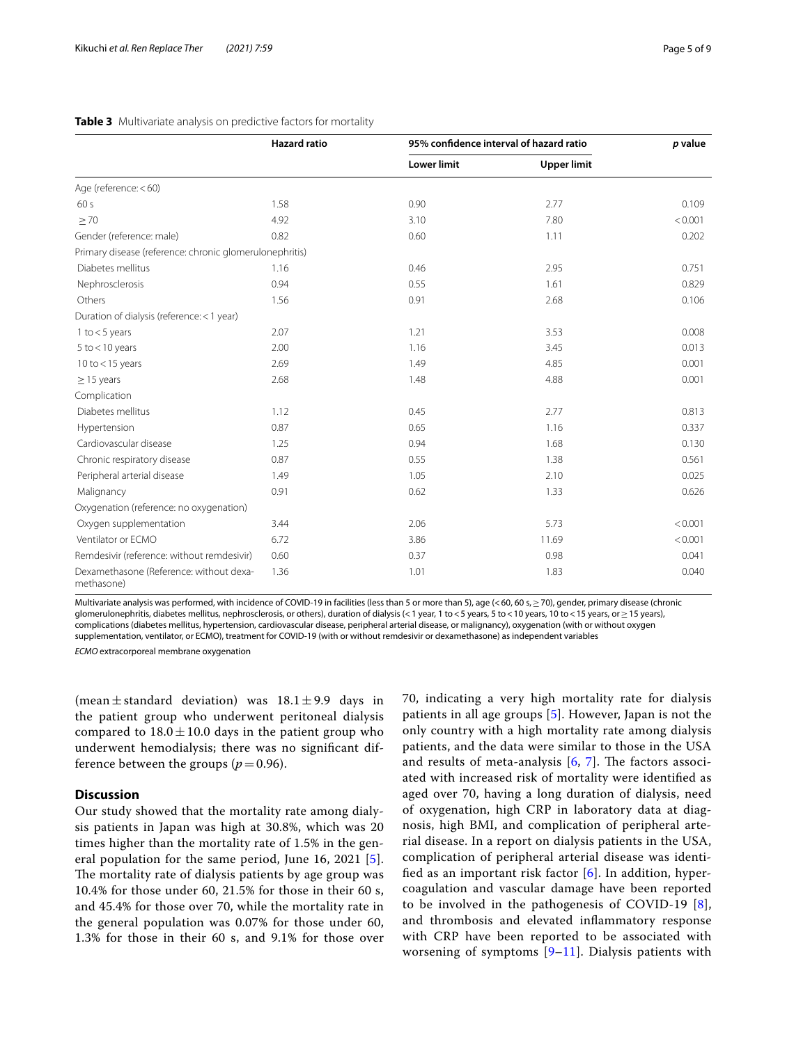**Table 3** Multivariate analysis on predictive factors for mortality

| | Hazard ratio | 95% confidence interval of hazard ratio | | p value |
|---|---|---|---|---|
| | | Lower limit | Upper limit | |
| Age (reference: < 60) | | | | |
| 60 s | 1.58 | 0.90 | 2.77 | 0.109 |
| ≥ 70 | 4.92 | 3.10 | 7.80 | < 0.001 |
| Gender (reference: male) | 0.82 | 0.60 | 1.11 | 0.202 |
| Primary disease (reference: chronic glomerulonephritis) | | | | |
| Diabetes mellitus | 1.16 | 0.46 | 2.95 | 0.751 |
| Nephrosclerosis | 0.94 | 0.55 | 1.61 | 0.829 |
| Others | 1.56 | 0.91 | 2.68 | 0.106 |
| Duration of dialysis (reference: < 1 year) | | | | |
| 1 to < 5 years | 2.07 | 1.21 | 3.53 | 0.008 |
| 5 to < 10 years | 2.00 | 1.16 | 3.45 | 0.013 |
| 10 to < 15 years | 2.69 | 1.49 | 4.85 | 0.001 |
| ≥ 15 years | 2.68 | 1.48 | 4.88 | 0.001 |
| Complication | | | | |
| Diabetes mellitus | 1.12 | 0.45 | 2.77 | 0.813 |
| Hypertension | 0.87 | 0.65 | 1.16 | 0.337 |
| Cardiovascular disease | 1.25 | 0.94 | 1.68 | 0.130 |
| Chronic respiratory disease | 0.87 | 0.55 | 1.38 | 0.561 |
| Peripheral arterial disease | 1.49 | 1.05 | 2.10 | 0.025 |
| Malignancy | 0.91 | 0.62 | 1.33 | 0.626 |
| Oxygenation (reference: no oxygenation) | | | | |
| Oxygen supplementation | 3.44 | 2.06 | 5.73 | < 0.001 |
| Ventilator or ECMO | 6.72 | 3.86 | 11.69 | < 0.001 |
| Remdesivir (reference: without remdesivir) | 0.60 | 0.37 | 0.98 | 0.041 |
| Dexamethasone (Reference: without dexamethasone) | 1.36 | 1.01 | 1.83 | 0.040 |

Multivariate analysis was performed, with incidence of COVID-19 in facilities (less than 5 or more than 5), age (< 60, 60 s, ≥ 70), gender, primary disease (chronic glomerulonephritis, diabetes mellitus, nephrosclerosis, or others), duration of dialysis (< 1 year, 1 to < 5 years, 5 to < 10 years, 10 to < 15 years, or ≥ 15 years), complications (diabetes mellitus, hypertension, cardiovascular disease, peripheral arterial disease, or malignancy), oxygenation (with or without oxygen supplementation, ventilator, or ECMO), treatment for COVID-19 (with or without remdesivir or dexamethasone) as independent variables

*ECMO* extracorporeal membrane oxygenation

(mean ± standard deviation) was 18.1 ± 9.9 days in the patient group who underwent peritoneal dialysis compared to 18.0 ± 10.0 days in the patient group who underwent hemodialysis; there was no significant difference between the groups ($p = 0.96$).

## Discussion

Our study showed that the mortality rate among dialysis patients in Japan was high at 30.8%, which was 20 times higher than the mortality rate of 1.5% in the general population for the same period, June 16, 2021 [5]. The mortality rate of dialysis patients by age group was 10.4% for those under 60, 21.5% for those in their 60 s, and 45.4% for those over 70, while the mortality rate in the general population was 0.07% for those under 60, 1.3% for those in their 60 s, and 9.1% for those over 70, indicating a very high mortality rate for dialysis patients in all age groups [5]. However, Japan is not the only country with a high mortality rate among dialysis patients, and the data were similar to those in the USA and results of meta-analysis [6, 7]. The factors associated with increased risk of mortality were identified as aged over 70, having a long duration of dialysis, need of oxygenation, high CRP in laboratory data at diagnosis, high BMI, and complication of peripheral arterial disease. In a report on dialysis patients in the USA, complication of peripheral arterial disease was identified as an important risk factor [6]. In addition, hypercoagulation and vascular damage have been reported to be involved in the pathogenesis of COVID-19 [8], and thrombosis and elevated inflammatory response with CRP have been reported to be associated with worsening of symptoms [9–11]. Dialysis patients with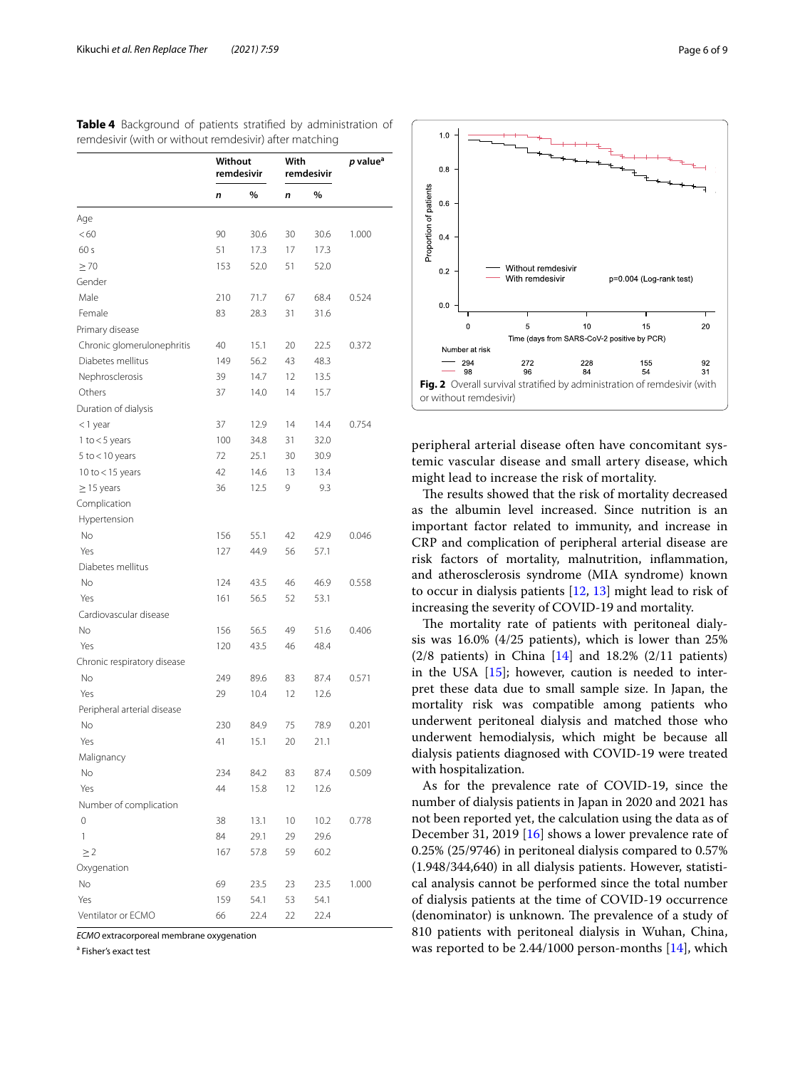**Table 4** Background of patients stratified by administration of remdesivir (with or without remdesivir) after matching

| | Without remdesivir | | With remdesivir | | *p* value[a] |
|---|---|---|---|---|---|
| | *n* | % | *n* | % | |
| Age | | | | | |
| < 60 | 90 | 30.6 | 30 | 30.6 | 1.000 |
| 60 s | 51 | 17.3 | 17 | 17.3 | |
| ≥ 70 | 153 | 52.0 | 51 | 52.0 | |
| Gender | | | | | |
| Male | 210 | 71.7 | 67 | 68.4 | 0.524 |
| Female | 83 | 28.3 | 31 | 31.6 | |
| Primary disease | | | | | |
| Chronic glomerulonephritis | 40 | 15.1 | 20 | 22.5 | 0.372 |
| Diabetes mellitus | 149 | 56.2 | 43 | 48.3 | |
| Nephrosclerosis | 39 | 14.7 | 12 | 13.5 | |
| Others | 37 | 14.0 | 14 | 15.7 | |
| Duration of dialysis | | | | | |
| < 1 year | 37 | 12.9 | 14 | 14.4 | 0.754 |
| 1 to < 5 years | 100 | 34.8 | 31 | 32.0 | |
| 5 to < 10 years | 72 | 25.1 | 30 | 30.9 | |
| 10 to < 15 years | 42 | 14.6 | 13 | 13.4 | |
| ≥ 15 years | 36 | 12.5 | 9 | 9.3 | |
| Complication | | | | | |
| Hypertension | | | | | |
| No | 156 | 55.1 | 42 | 42.9 | 0.046 |
| Yes | 127 | 44.9 | 56 | 57.1 | |
| Diabetes mellitus | | | | | |
| No | 124 | 43.5 | 46 | 46.9 | 0.558 |
| Yes | 161 | 56.5 | 52 | 53.1 | |
| Cardiovascular disease | | | | | |
| No | 156 | 56.5 | 49 | 51.6 | 0.406 |
| Yes | 120 | 43.5 | 46 | 48.4 | |
| Chronic respiratory disease | | | | | |
| No | 249 | 89.6 | 83 | 87.4 | 0.571 |
| Yes | 29 | 10.4 | 12 | 12.6 | |
| Peripheral arterial disease | | | | | |
| No | 230 | 84.9 | 75 | 78.9 | 0.201 |
| Yes | 41 | 15.1 | 20 | 21.1 | |
| Malignancy | | | | | |
| No | 234 | 84.2 | 83 | 87.4 | 0.509 |
| Yes | 44 | 15.8 | 12 | 12.6 | |
| Number of complication | | | | | |
| 0 | 38 | 13.1 | 10 | 10.2 | 0.778 |
| 1 | 84 | 29.1 | 29 | 29.6 | |
| ≥ 2 | 167 | 57.8 | 59 | 60.2 | |
| Oxygenation | | | | | |
| No | 69 | 23.5 | 23 | 23.5 | 1.000 |
| Yes | 159 | 54.1 | 53 | 54.1 | |
| Ventilator or ECMO | 66 | 22.4 | 22 | 22.4 | |

*ECMO* extracorporeal membrane oxygenation

[a] Fisher's exact test

**Fig. 2** Overall survival stratified by administration of remdesivir (with or without remdesivir)

peripheral arterial disease often have concomitant systemic vascular disease and small artery disease, which might lead to increase the risk of mortality.

The results showed that the risk of mortality decreased as the albumin level increased. Since nutrition is an important factor related to immunity, and increase in CRP and complication of peripheral arterial disease are risk factors of mortality, malnutrition, inflammation, and atherosclerosis syndrome (MIA syndrome) known to occur in dialysis patients [12, 13] might lead to risk of increasing the severity of COVID-19 and mortality.

The mortality rate of patients with peritoneal dialysis was 16.0% (4/25 patients), which is lower than 25% (2/8 patients) in China [14] and 18.2% (2/11 patients) in the USA [15]; however, caution is needed to interpret these data due to small sample size. In Japan, the mortality risk was compatible among patients who underwent peritoneal dialysis and matched those who underwent hemodialysis, which might be because all dialysis patients diagnosed with COVID-19 were treated with hospitalization.

As for the prevalence rate of COVID-19, since the number of dialysis patients in Japan in 2020 and 2021 has not been reported yet, the calculation using the data as of December 31, 2019 [16] shows a lower prevalence rate of 0.25% (25/9746) in peritoneal dialysis compared to 0.57% (1.948/344,640) in all dialysis patients. However, statistical analysis cannot be performed since the total number of dialysis patients at the time of COVID-19 occurrence (denominator) is unknown. The prevalence of a study of 810 patients with peritoneal dialysis in Wuhan, China, was reported to be 2.44/1000 person-months [14], which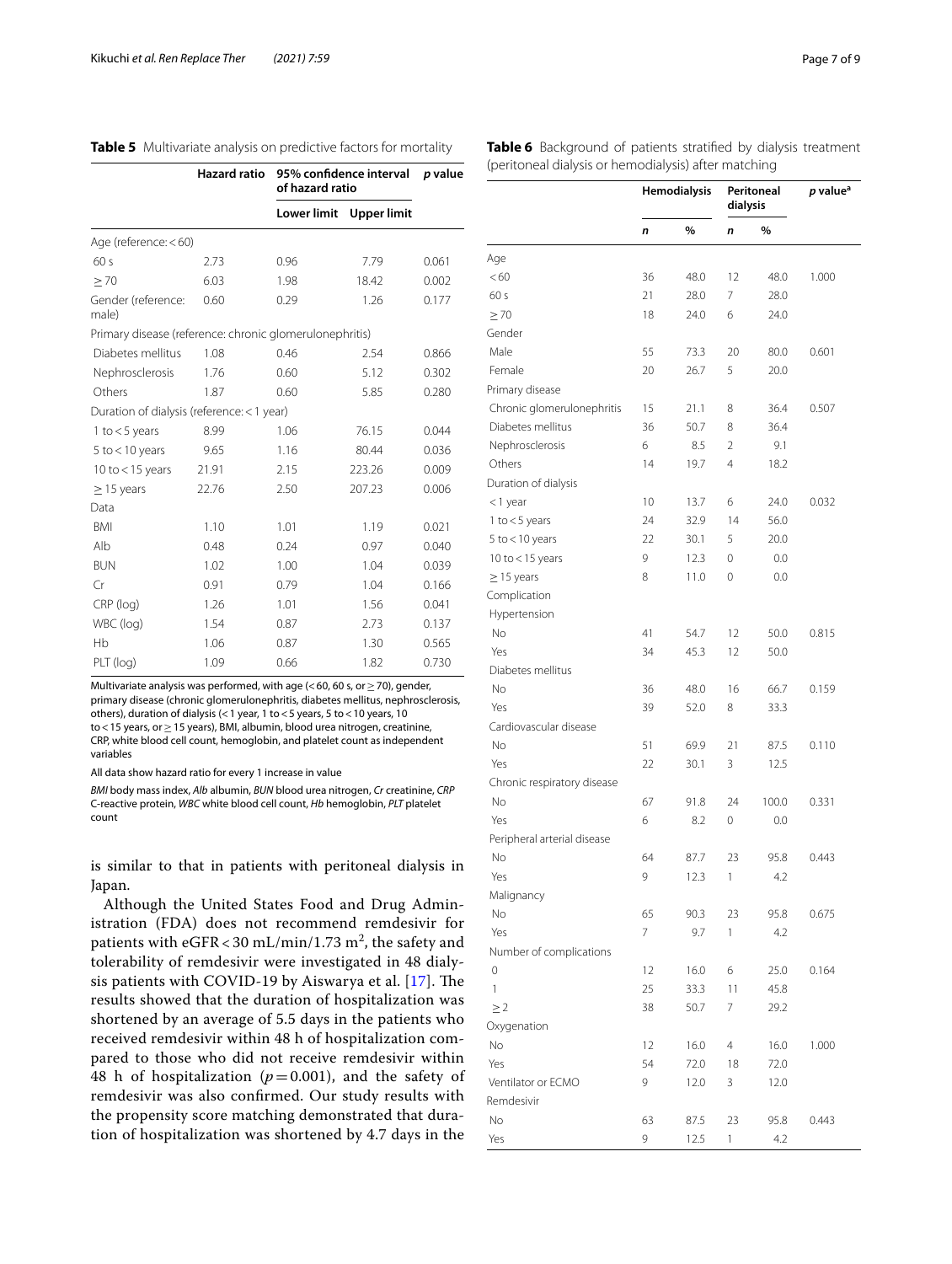**Table 5** Multivariate analysis on predictive factors for mortality

| | Hazard ratio | 95% confidence interval of hazard ratio | | p value |
|---|---|---|---|---|
| | | Lower limit | Upper limit | |
| Age (reference: < 60) | | | | |
| 60 s | 2.73 | 0.96 | 7.79 | 0.061 |
| ≥ 70 | 6.03 | 1.98 | 18.42 | 0.002 |
| Gender (reference: male) | 0.60 | 0.29 | 1.26 | 0.177 |
| Primary disease (reference: chronic glomerulonephritis) | | | | |
| Diabetes mellitus | 1.08 | 0.46 | 2.54 | 0.866 |
| Nephrosclerosis | 1.76 | 0.60 | 5.12 | 0.302 |
| Others | 1.87 | 0.60 | 5.85 | 0.280 |
| Duration of dialysis (reference: < 1 year) | | | | |
| 1 to < 5 years | 8.99 | 1.06 | 76.15 | 0.044 |
| 5 to < 10 years | 9.65 | 1.16 | 80.44 | 0.036 |
| 10 to < 15 years | 21.91 | 2.15 | 223.26 | 0.009 |
| ≥ 15 years | 22.76 | 2.50 | 207.23 | 0.006 |
| Data | | | | |
| BMI | 1.10 | 1.01 | 1.19 | 0.021 |
| Alb | 0.48 | 0.24 | 0.97 | 0.040 |
| BUN | 1.02 | 1.00 | 1.04 | 0.039 |
| Cr | 0.91 | 0.79 | 1.04 | 0.166 |
| CRP (log) | 1.26 | 1.01 | 1.56 | 0.041 |
| WBC (log) | 1.54 | 0.87 | 2.73 | 0.137 |
| Hb | 1.06 | 0.87 | 1.30 | 0.565 |
| PLT (log) | 1.09 | 0.66 | 1.82 | 0.730 |

Multivariate analysis was performed, with age (< 60, 60 s, or ≥ 70), gender, primary disease (chronic glomerulonephritis, diabetes mellitus, nephrosclerosis, others), duration of dialysis (< 1 year, 1 to < 5 years, 5 to < 10 years, 10 to < 15 years, or ≥ 15 years), BMI, albumin, blood urea nitrogen, creatinine, CRP, white blood cell count, hemoglobin, and platelet count as independent variables

All data show hazard ratio for every 1 increase in value

*BMI* body mass index, *Alb* albumin, *BUN* blood urea nitrogen, *Cr* creatinine, *CRP* C-reactive protein, *WBC* white blood cell count, *Hb* hemoglobin, *PLT* platelet count

is similar to that in patients with peritoneal dialysis in Japan.

Although the United States Food and Drug Administration (FDA) does not recommend remdesivir for patients with eGFR < 30 mL/min/1.73 $m^2$, the safety and tolerability of remdesivir were investigated in 48 dialysis patients with COVID-19 by Aiswarya et al. [17]. The results showed that the duration of hospitalization was shortened by an average of 5.5 days in the patients who received remdesivir within 48 h of hospitalization compared to those who did not receive remdesivir within 48 h of hospitalization ($p = 0.001$), and the safety of remdesivir was also confirmed. Our study results with the propensity score matching demonstrated that duration of hospitalization was shortened by 4.7 days in the

**Table 6** Background of patients stratified by dialysis treatment (peritoneal dialysis or hemodialysis) after matching

| | Hemodialysis | | Peritoneal dialysis | | p value[a] |
|---|---|---|---|---|---|
| | n | % | n | % | |
| Age | | | | | |
| < 60 | 36 | 48.0 | 12 | 48.0 | 1.000 |
| 60 s | 21 | 28.0 | 7 | 28.0 | |
| ≥ 70 | 18 | 24.0 | 6 | 24.0 | |
| Gender | | | | | |
| Male | 55 | 73.3 | 20 | 80.0 | 0.601 |
| Female | 20 | 26.7 | 5 | 20.0 | |
| Primary disease | | | | | |
| Chronic glomerulonephritis | 15 | 21.1 | 8 | 36.4 | 0.507 |
| Diabetes mellitus | 36 | 50.7 | 8 | 36.4 | |
| Nephrosclerosis | 6 | 8.5 | 2 | 9.1 | |
| Others | 14 | 19.7 | 4 | 18.2 | |
| Duration of dialysis | | | | | |
| < 1 year | 10 | 13.7 | 6 | 24.0 | 0.032 |
| 1 to < 5 years | 24 | 32.9 | 14 | 56.0 | |
| 5 to < 10 years | 22 | 30.1 | 5 | 20.0 | |
| 10 to < 15 years | 9 | 12.3 | 0 | 0.0 | |
| ≥ 15 years | 8 | 11.0 | 0 | 0.0 | |
| Complication | | | | | |
| Hypertension | | | | | |
| No | 41 | 54.7 | 12 | 50.0 | 0.815 |
| Yes | 34 | 45.3 | 12 | 50.0 | |
| Diabetes mellitus | | | | | |
| No | 36 | 48.0 | 16 | 66.7 | 0.159 |
| Yes | 39 | 52.0 | 8 | 33.3 | |
| Cardiovascular disease | | | | | |
| No | 51 | 69.9 | 21 | 87.5 | 0.110 |
| Yes | 22 | 30.1 | 3 | 12.5 | |
| Chronic respiratory disease | | | | | |
| No | 67 | 91.8 | 24 | 100.0 | 0.331 |
| Yes | 6 | 8.2 | 0 | 0.0 | |
| Peripheral arterial disease | | | | | |
| No | 64 | 87.7 | 23 | 95.8 | 0.443 |
| Yes | 9 | 12.3 | 1 | 4.2 | |
| Malignancy | | | | | |
| No | 65 | 90.3 | 23 | 95.8 | 0.675 |
| Yes | 7 | 9.7 | 1 | 4.2 | |
| Number of complications | | | | | |
| 0 | 12 | 16.0 | 6 | 25.0 | 0.164 |
| 1 | 25 | 33.3 | 11 | 45.8 | |
| ≥ 2 | 38 | 50.7 | 7 | 29.2 | |
| Oxygenation | | | | | |
| No | 12 | 16.0 | 4 | 16.0 | 1.000 |
| Yes | 54 | 72.0 | 18 | 72.0 | |
| Ventilator or ECMO | 9 | 12.0 | 3 | 12.0 | |
| Remdesivir | | | | | |
| No | 63 | 87.5 | 23 | 95.8 | 0.443 |
| Yes | 9 | 12.5 | 1 | 4.2 | |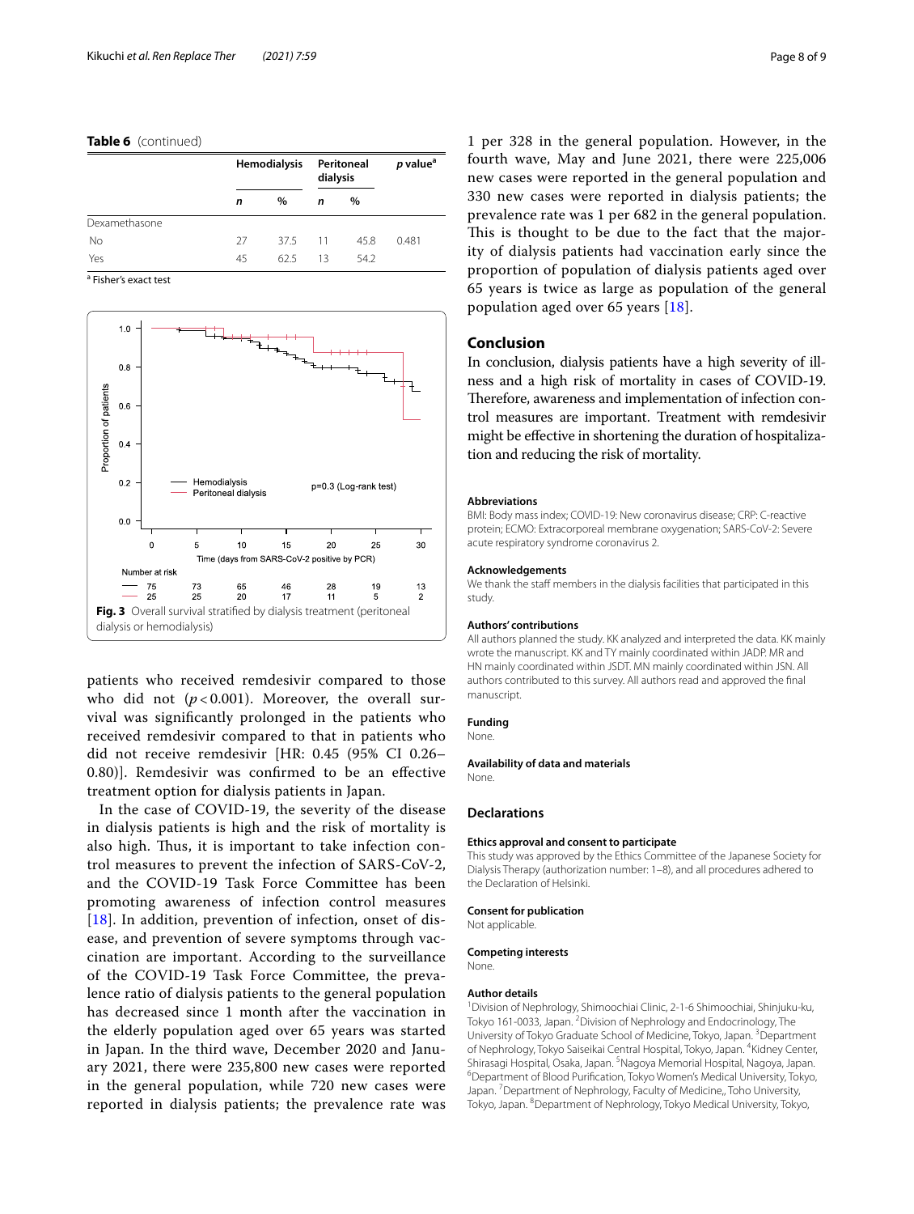**Table 6** (continued)

| | Hemodialysis | | Peritoneal dialysis | | p value[a] |
|---|---|---|---|---|---|
| | n | % | n | % | |
| Dexamethasone | | | | | |
| No | 27 | 37.5 | 11 | 45.8 | 0.481 |
| Yes | 45 | 62.5 | 13 | 54.2 | |

[a] Fisher's exact test

**Fig. 3** Overall survival stratified by dialysis treatment (peritoneal dialysis or hemodialysis)

patients who received remdesivir compared to those who did not ($p < 0.001$). Moreover, the overall survival was significantly prolonged in the patients who received remdesivir compared to that in patients who did not receive remdesivir [HR: 0.45 (95% CI 0.26–0.80)]. Remdesivir was confirmed to be an effective treatment option for dialysis patients in Japan.

In the case of COVID-19, the severity of the disease in dialysis patients is high and the risk of mortality is also high. Thus, it is important to take infection control measures to prevent the infection of SARS-CoV-2, and the COVID-19 Task Force Committee has been promoting awareness of infection control measures [18]. In addition, prevention of infection, onset of disease, and prevention of severe symptoms through vaccination are important. According to the surveillance of the COVID-19 Task Force Committee, the prevalence ratio of dialysis patients to the general population has decreased since 1 month after the vaccination in the elderly population aged over 65 years was started in Japan. In the third wave, December 2020 and January 2021, there were 235,800 new cases were reported in the general population, while 720 new cases were reported in dialysis patients; the prevalence rate was 1 per 328 in the general population. However, in the fourth wave, May and June 2021, there were 225,006 new cases were reported in the general population and 330 new cases were reported in dialysis patients; the prevalence rate was 1 per 682 in the general population. This is thought to be due to the fact that the majority of dialysis patients had vaccination early since the proportion of population of dialysis patients aged over 65 years is twice as large as population of the general population aged over 65 years [18].

## Conclusion

In conclusion, dialysis patients have a high severity of illness and a high risk of mortality in cases of COVID-19. Therefore, awareness and implementation of infection control measures are important. Treatment with remdesivir might be effective in shortening the duration of hospitalization and reducing the risk of mortality.

### Abbreviations

BMI: Body mass index; COVID-19: New coronavirus disease; CRP: C-reactive protein; ECMO: Extracorporeal membrane oxygenation; SARS-CoV-2: Severe acute respiratory syndrome coronavirus 2.

### Acknowledgements

We thank the staff members in the dialysis facilities that participated in this study.

### Authors' contributions

All authors planned the study. KK analyzed and interpreted the data. KK mainly wrote the manuscript. KK and TY mainly coordinated within JADP. MR and HN mainly coordinated within JSDT. MN mainly coordinated within JSN. All authors contributed to this survey. All authors read and approved the final manuscript.

### Funding

None.

### Availability of data and materials

None.

## Declarations

### Ethics approval and consent to participate

This study was approved by the Ethics Committee of the Japanese Society for Dialysis Therapy (authorization number: 1–8), and all procedures adhered to the Declaration of Helsinki.

### Consent for publication

Not applicable.

### Competing interests

None.

### Author details

[1]Division of Nephrology, Shimoochiai Clinic, 2-1-6 Shimoochiai, Shinjuku-ku, Tokyo 161-0033, Japan. [2]Division of Nephrology and Endocrinology, The University of Tokyo Graduate School of Medicine, Tokyo, Japan. [3]Department of Nephrology, Tokyo Saiseikai Central Hospital, Tokyo, Japan. [4]Kidney Center, Shirasagi Hospital, Osaka, Japan. [5]Nagoya Memorial Hospital, Nagoya, Japan. [6]Department of Blood Purification, Tokyo Women's Medical University, Tokyo, Japan. [7]Department of Nephrology, Faculty of Medicine,, Toho University, Tokyo, Japan. [8]Department of Nephrology, Tokyo Medical University, Tokyo,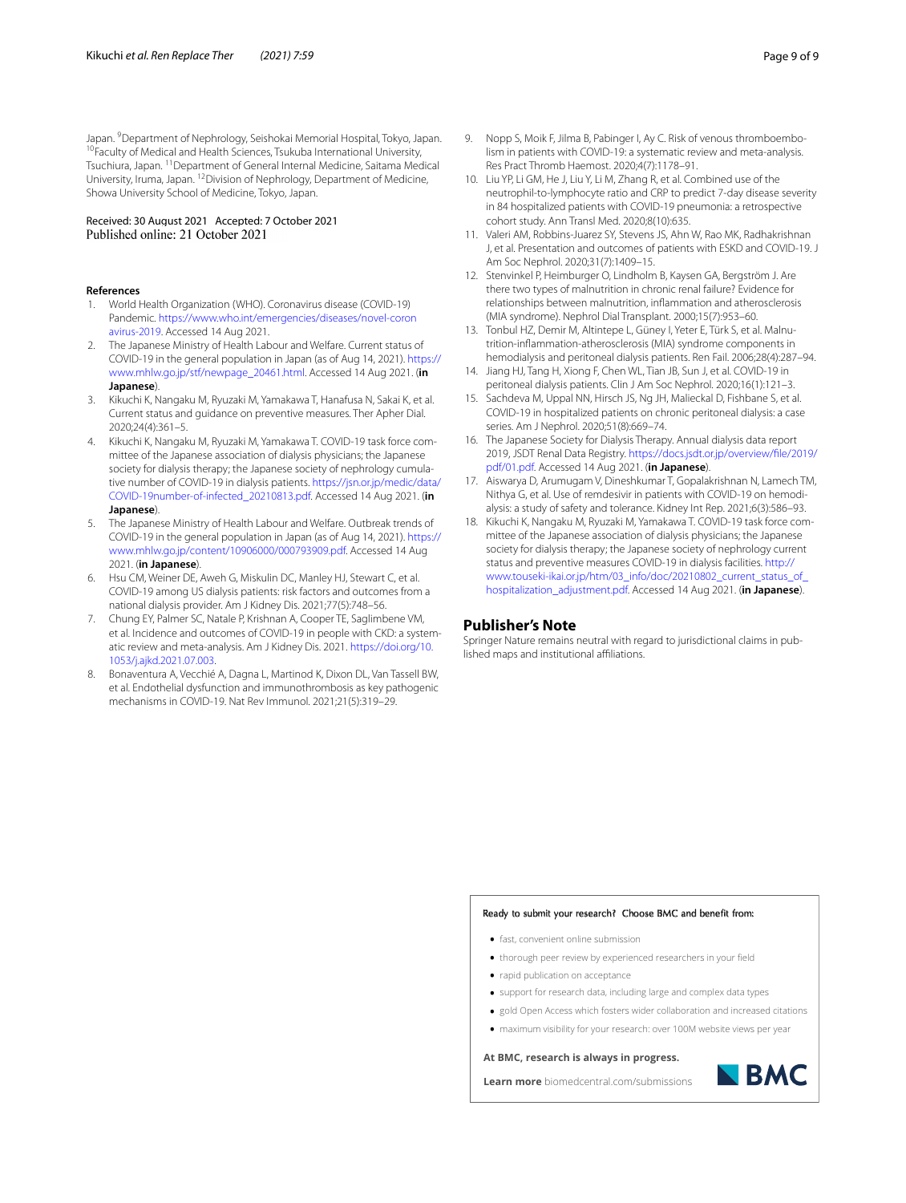Japan. [9]Department of Nephrology, Seishokai Memorial Hospital, Tokyo, Japan. [10]Faculty of Medical and Health Sciences, Tsukuba International University, Tsuchiura, Japan. [11]Department of General Internal Medicine, Saitama Medical University, Iruma, Japan. [12]Division of Nephrology, Department of Medicine, Showa University School of Medicine, Tokyo, Japan.

Received: 30 August 2021 Accepted: 7 October 2021
Published online: 21 October 2021

### References

1. World Health Organization (WHO). Coronavirus disease (COVID-19) Pandemic. https://www.who.int/emergencies/diseases/novel-coronavirus-2019. Accessed 14 Aug 2021.
2. The Japanese Ministry of Health Labour and Welfare. Current status of COVID-19 in the general population in Japan (as of Aug 14, 2021). https://www.mhlw.go.jp/stf/newpage_20461.html. Accessed 14 Aug 2021. (**in Japanese**).
3. Kikuchi K, Nangaku M, Ryuzaki M, Yamakawa T, Hanafusa N, Sakai K, et al. Current status and guidance on preventive measures. Ther Apher Dial. 2020;24(4):361–5.
4. Kikuchi K, Nangaku M, Ryuzaki M, Yamakawa T. COVID-19 task force committee of the Japanese association of dialysis physicians; the Japanese society for dialysis therapy; the Japanese society of nephrology cumulative number of COVID-19 in dialysis patients. https://jsn.or.jp/medic/data/COVID-19number-of-infected_20210813.pdf. Accessed 14 Aug 2021. (**in Japanese**).
5. The Japanese Ministry of Health Labour and Welfare. Outbreak trends of COVID-19 in the general population in Japan (as of Aug 14, 2021). https://www.mhlw.go.jp/content/10906000/000793909.pdf. Accessed 14 Aug 2021. (**in Japanese**).
6. Hsu CM, Weiner DE, Aweh G, Miskulin DC, Manley HJ, Stewart C, et al. COVID-19 among US dialysis patients: risk factors and outcomes from a national dialysis provider. Am J Kidney Dis. 2021;77(5):748–56.
7. Chung EY, Palmer SC, Natale P, Krishnan A, Cooper TE, Saglimbene VM, et al. Incidence and outcomes of COVID-19 in people with CKD: a systematic review and meta-analysis. Am J Kidney Dis. 2021. https://doi.org/10.1053/j.ajkd.2021.07.003.
8. Bonaventura A, Vecchié A, Dagna L, Martinod K, Dixon DL, Van Tassell BW, et al. Endothelial dysfunction and immunothrombosis as key pathogenic mechanisms in COVID-19. Nat Rev Immunol. 2021;21(5):319–29.
9. Nopp S, Moik F, Jilma B, Pabinger I, Ay C. Risk of venous thromboembolism in patients with COVID-19: a systematic review and meta-analysis. Res Pract Thromb Haemost. 2020;4(7):1178–91.
10. Liu YP, Li GM, He J, Liu Y, Li M, Zhang R, et al. Combined use of the neutrophil-to-lymphocyte ratio and CRP to predict 7-day disease severity in 84 hospitalized patients with COVID-19 pneumonia: a retrospective cohort study. Ann Transl Med. 2020;8(10):635.
11. Valeri AM, Robbins-Juarez SY, Stevens JS, Ahn W, Rao MK, Radhakrishnan J, et al. Presentation and outcomes of patients with ESKD and COVID-19. J Am Soc Nephrol. 2020;31(7):1409–15.
12. Stenvinkel P, Heimburger O, Lindholm B, Kaysen GA, Bergström J. Are there two types of malnutrition in chronic renal failure? Evidence for relationships between malnutrition, inflammation and atherosclerosis (MIA syndrome). Nephrol Dial Transplant. 2000;15(7):953–60.
13. Tonbul HZ, Demir M, Altintepe L, Güney I, Yeter E, Türk S, et al. Malnutrition-inflammation-atherosclerosis (MIA) syndrome components in hemodialysis and peritoneal dialysis patients. Ren Fail. 2006;28(4):287–94.
14. Jiang HJ, Tang H, Xiong F, Chen WL, Tian JB, Sun J, et al. COVID-19 in peritoneal dialysis patients. Clin J Am Soc Nephrol. 2020;16(1):121–3.
15. Sachdeva M, Uppal NN, Hirsch JS, Ng JH, Malieckal D, Fishbane S, et al. COVID-19 in hospitalized patients on chronic peritoneal dialysis: a case series. Am J Nephrol. 2020;51(8):669–74.
16. The Japanese Society for Dialysis Therapy. Annual dialysis data report 2019, JSDT Renal Data Registry. https://docs.jsdt.or.jp/overview/file/2019/pdf/01.pdf. Accessed 14 Aug 2021. (**in Japanese**).
17. Aiswarya D, Arumugam V, Dineshkumar T, Gopalakrishnan N, Lamech TM, Nithya G, et al. Use of remdesivir in patients with COVID-19 on hemodialysis: a study of safety and tolerance. Kidney Int Rep. 2021;6(3):586–93.
18. Kikuchi K, Nangaku M, Ryuzaki M, Yamakawa T. COVID-19 task force committee of the Japanese association of dialysis physicians; the Japanese society for dialysis therapy; the Japanese society of nephrology current status and preventive measures COVID-19 in dialysis facilities. http://www.touseki-ikai.or.jp/htm/03_info/doc/20210802_current_status_of_hospitalization_adjustment.pdf. Accessed 14 Aug 2021. (**in Japanese**).

## Publisher's Note

Springer Nature remains neutral with regard to jurisdictional claims in published maps and institutional affiliations.

Ready to submit your research? Choose BMC and benefit from:

- fast, convenient online submission
- thorough peer review by experienced researchers in your field
- rapid publication on acceptance
- support for research data, including large and complex data types
- gold Open Access which fosters wider collaboration and increased citations
- maximum visibility for your research: over 100M website views per year

**At BMC, research is always in progress.**

**Learn more** biomedcentral.com/submissions

BMC